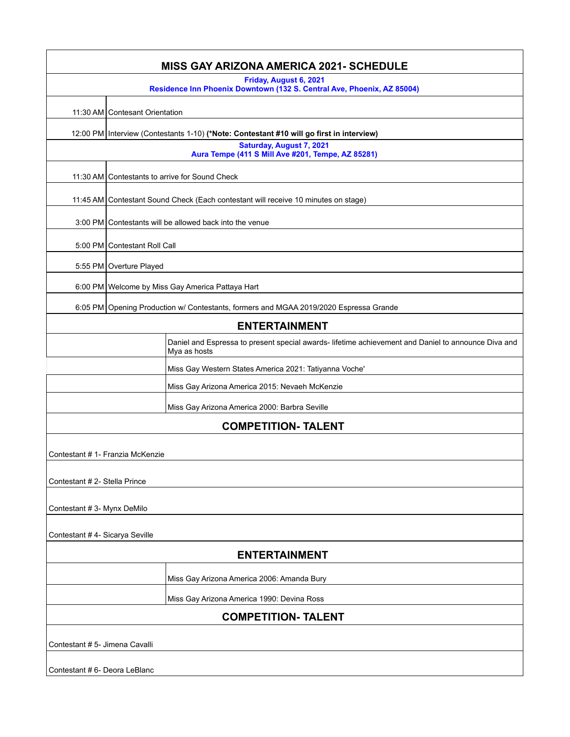| MISS GAY ARIZONA AMERICA 2021- SCHEDULE | |
|---|---|
| **Friday, August 6, 2021**<br>**Residence Inn Phoenix Downtown (132 S. Central Ave, Phoenix, AZ 85004)** | |
| 11:30 AM | Contesant Orientation |
| 12:00 PM | Interview (Contestants 1-10) **(*Note: Contestant #10 will go first in interview)** |
| **Saturday, August 7, 2021**<br>**Aura Tempe (411 S Mill Ave #201, Tempe, AZ 85281)** | |
| 11:30 AM | Contestants to arrive for Sound Check |
| 11:45 AM | Contestant Sound Check (Each contestant will receive 10 minutes on stage) |
| 3:00 PM | Contestants will be allowed back into the venue |
| 5:00 PM | Contestant Roll Call |
| 5:55 PM | Overture Played |
| 6:00 PM | Welcome by Miss Gay America Pattaya Hart |
| 6:05 PM | Opening Production w/ Contestants, formers and MGAA 2019/2020 Espressa Grande |
| **ENTERTAINMENT** | |
| | Daniel and Espressa to present special awards- lifetime achievement and Daniel to announce Diva and Mya as hosts |
| | Miss Gay Western States America 2021: Tatiyanna Voche' |
| | Miss Gay Arizona America 2015: Nevaeh McKenzie |
| | Miss Gay Arizona America 2000: Barbra Seville |
| **COMPETITION- TALENT** | |
| Contestant # 1- Franzia McKenzie | |
| Contestant # 2- Stella Prince | |
| Contestant # 3- Mynx DeMilo | |
| Contestant # 4- Sicarya Seville | |
| **ENTERTAINMENT** | |
| | Miss Gay Arizona America 2006: Amanda Bury |
| | Miss Gay Arizona America 1990: Devina Ross |
| **COMPETITION- TALENT** | |
| Contestant # 5- Jimena Cavalli | |
| Contestant # 6- Deora LeBlanc | |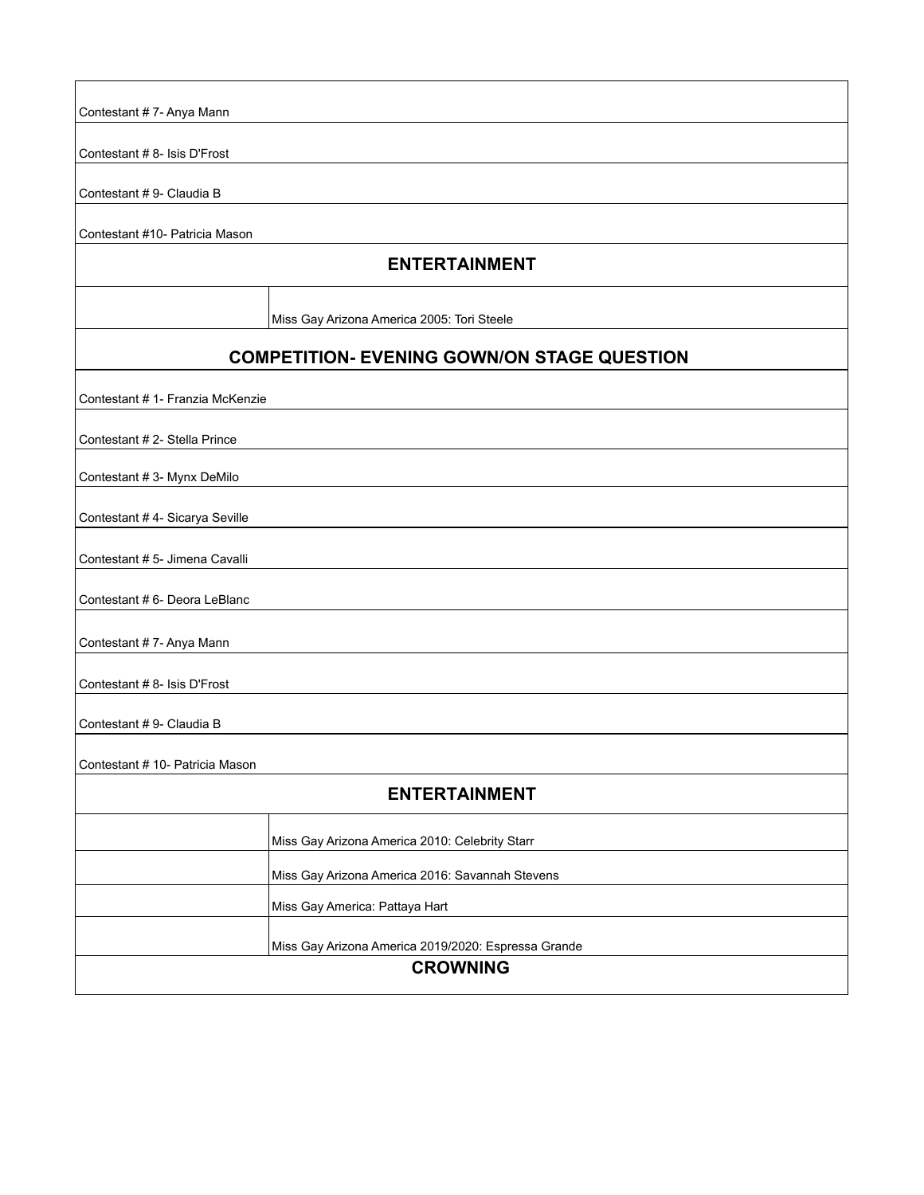| | |
|---|---|
| Contestant # 7- Anya Mann | |
| Contestant # 8- Isis D'Frost | |
| Contestant # 9- Claudia B | |
| Contestant #10- Patricia Mason | |
| **ENTERTAINMENT** | |
| | Miss Gay Arizona America 2005: Tori Steele |
| **COMPETITION- EVENING GOWN/ON STAGE QUESTION** | |
| Contestant # 1- Franzia McKenzie | |
| Contestant # 2- Stella Prince | |
| Contestant # 3- Mynx DeMilo | |
| Contestant # 4- Sicarya Seville | |
| Contestant # 5- Jimena Cavalli | |
| Contestant # 6- Deora LeBlanc | |
| Contestant # 7- Anya Mann | |
| Contestant # 8- Isis D'Frost | |
| Contestant # 9- Claudia B | |
| Contestant # 10- Patricia Mason | |
| **ENTERTAINMENT** | |
| | Miss Gay Arizona America 2010: Celebrity Starr |
| | Miss Gay Arizona America 2016: Savannah Stevens |
| | Miss Gay America: Pattaya Hart |
| | Miss Gay Arizona America 2019/2020: Espressa Grande |
| **CROWNING** | |